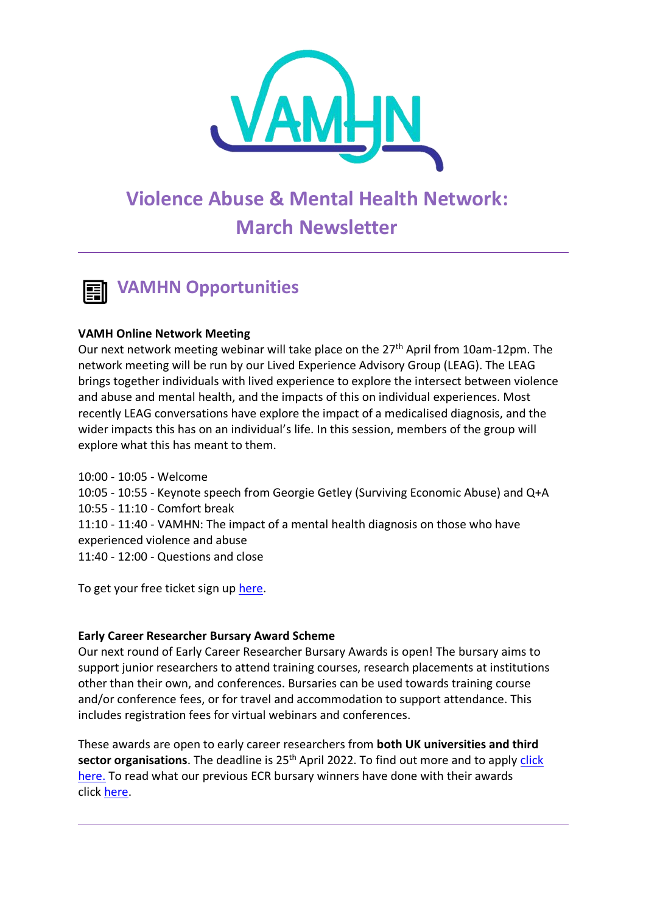# Violence Abuse & Mental Health Network: March Newsletter

## VAMHN Opportunities

**VAMH Online Network Meeting**

Our next network meeting webinar will take place on the 27th April from 10am-12pm. The network meeting will be run by our Lived Experience Advisory Group (LEAG). The LEAG brings together individuals with lived experience to explore the intersect between violence and abuse and mental health, and the impacts of this on individual experiences. Most recently LEAG conversations have explore the impact of a medicalised diagnosis, and the wider impacts this has on an individual's life. In this session, members of the group will explore what this has meant to them.

10:00 - 10:05 - Welcome
10:05 - 10:55 - Keynote speech from Georgie Getley (Surviving Economic Abuse) and Q+A
10:55 - 11:10 - Comfort break
11:10 - 11:40 - VAMHN: The impact of a mental health diagnosis on those who have experienced violence and abuse
11:40 - 12:00 - Questions and close

To get your free ticket sign up here.

**Early Career Researcher Bursary Award Scheme**

Our next round of Early Career Researcher Bursary Awards is open! The bursary aims to support junior researchers to attend training courses, research placements at institutions other than their own, and conferences. Bursaries can be used towards training course and/or conference fees, or for travel and accommodation to support attendance. This includes registration fees for virtual webinars and conferences.

These awards are open to early career researchers from **both UK universities and third sector organisations**. The deadline is 25th April 2022. To find out more and to apply click here. To read what our previous ECR bursary winners have done with their awards click here.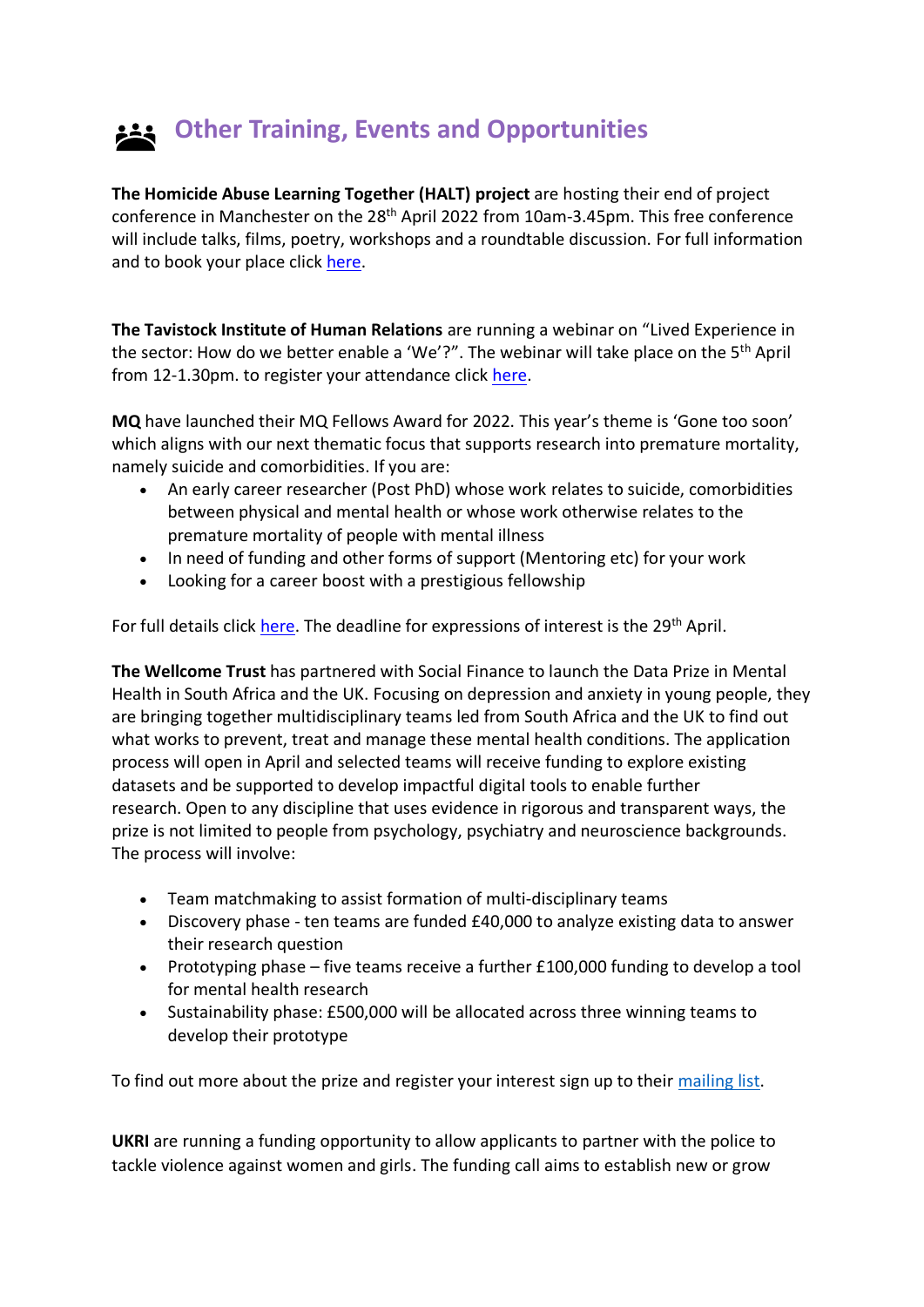## Other Training, Events and Opportunities

**The Homicide Abuse Learning Together (HALT) project** are hosting their end of project conference in Manchester on the 28th April 2022 from 10am-3.45pm. This free conference will include talks, films, poetry, workshops and a roundtable discussion. For full information and to book your place click here.

**The Tavistock Institute of Human Relations** are running a webinar on "Lived Experience in the sector: How do we better enable a 'We'?". The webinar will take place on the 5th April from 12-1.30pm. to register your attendance click here.

**MQ** have launched their MQ Fellows Award for 2022. This year's theme is 'Gone too soon' which aligns with our next thematic focus that supports research into premature mortality, namely suicide and comorbidities. If you are:

- An early career researcher (Post PhD) whose work relates to suicide, comorbidities between physical and mental health or whose work otherwise relates to the premature mortality of people with mental illness
- In need of funding and other forms of support (Mentoring etc) for your work
- Looking for a career boost with a prestigious fellowship

For full details click here. The deadline for expressions of interest is the 29th April.

**The Wellcome Trust** has partnered with Social Finance to launch the Data Prize in Mental Health in South Africa and the UK. Focusing on depression and anxiety in young people, they are bringing together multidisciplinary teams led from South Africa and the UK to find out what works to prevent, treat and manage these mental health conditions. The application process will open in April and selected teams will receive funding to explore existing datasets and be supported to develop impactful digital tools to enable further research. Open to any discipline that uses evidence in rigorous and transparent ways, the prize is not limited to people from psychology, psychiatry and neuroscience backgrounds. The process will involve:

- Team matchmaking to assist formation of multi-disciplinary teams
- Discovery phase - ten teams are funded £40,000 to analyze existing data to answer their research question
- Prototyping phase – five teams receive a further £100,000 funding to develop a tool for mental health research
- Sustainability phase: £500,000 will be allocated across three winning teams to develop their prototype

To find out more about the prize and register your interest sign up to their mailing list.

**UKRI** are running a funding opportunity to allow applicants to partner with the police to tackle violence against women and girls. The funding call aims to establish new or grow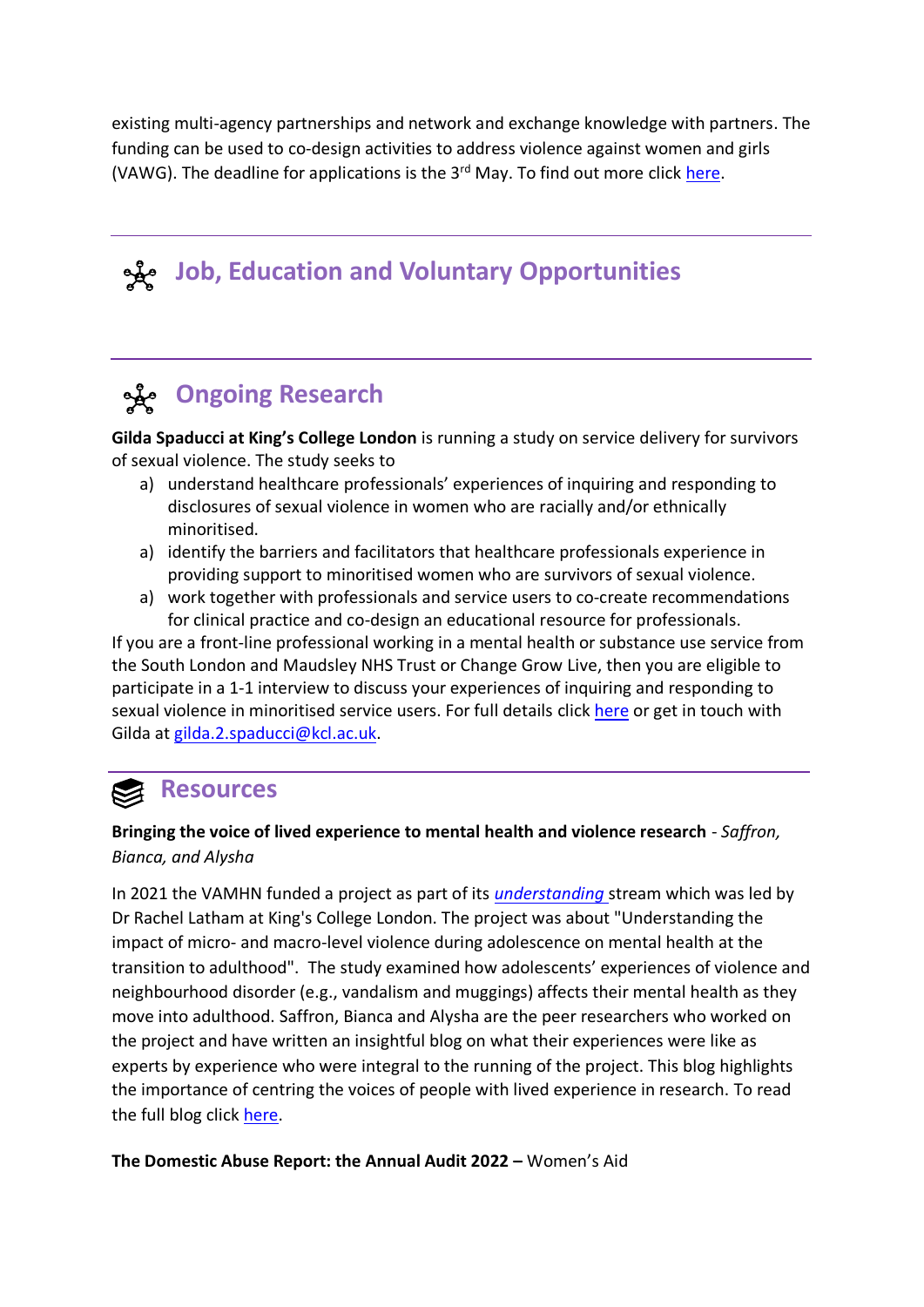existing multi-agency partnerships and network and exchange knowledge with partners. The funding can be used to co-design activities to address violence against women and girls (VAWG). The deadline for applications is the 3rd May. To find out more click here.

## Job, Education and Voluntary Opportunities

## Ongoing Research

**Gilda Spaducci at King's College London** is running a study on service delivery for survivors of sexual violence. The study seeks to

a) understand healthcare professionals' experiences of inquiring and responding to disclosures of sexual violence in women who are racially and/or ethnically minoritised.
a) identify the barriers and facilitators that healthcare professionals experience in providing support to minoritised women who are survivors of sexual violence.
a) work together with professionals and service users to co-create recommendations for clinical practice and co-design an educational resource for professionals.

If you are a front-line professional working in a mental health or substance use service from the South London and Maudsley NHS Trust or Change Grow Live, then you are eligible to participate in a 1-1 interview to discuss your experiences of inquiring and responding to sexual violence in minoritised service users. For full details click here or get in touch with Gilda at gilda.2.spaducci@kcl.ac.uk.

## Resources

**Bringing the voice of lived experience to mental health and violence research** - *Saffron, Bianca, and Alysha*

In 2021 the VAMHN funded a project as part of its *understanding* stream which was led by Dr Rachel Latham at King's College London. The project was about "Understanding the impact of micro- and macro-level violence during adolescence on mental health at the transition to adulthood". The study examined how adolescents' experiences of violence and neighbourhood disorder (e.g., vandalism and muggings) affects their mental health as they move into adulthood. Saffron, Bianca and Alysha are the peer researchers who worked on the project and have written an insightful blog on what their experiences were like as experts by experience who were integral to the running of the project. This blog highlights the importance of centring the voices of people with lived experience in research. To read the full blog click here.

**The Domestic Abuse Report: the Annual Audit 2022 –** Women's Aid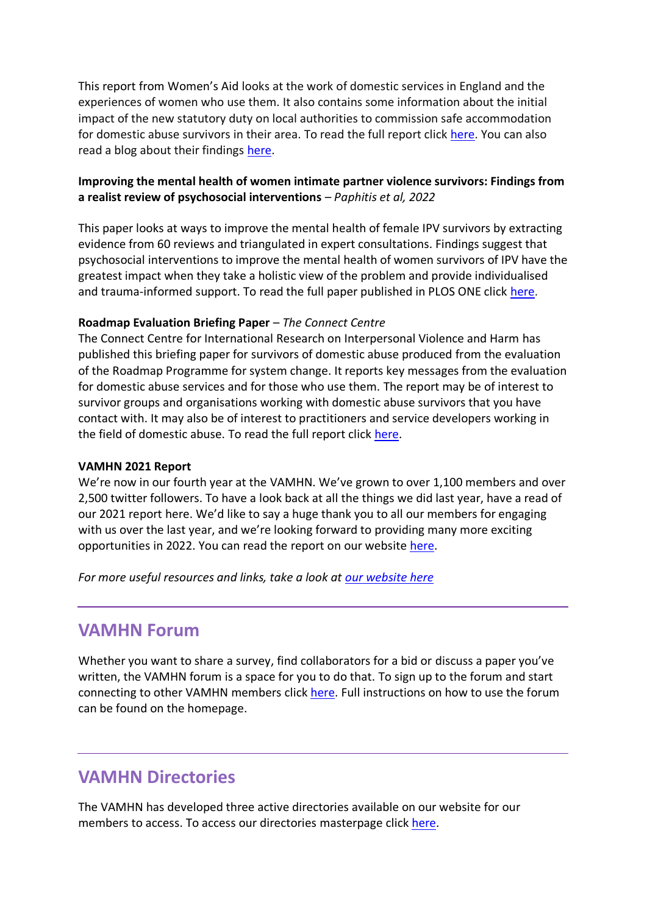This report from Women's Aid looks at the work of domestic services in England and the experiences of women who use them. It also contains some information about the initial impact of the new statutory duty on local authorities to commission safe accommodation for domestic abuse survivors in their area. To read the full report click here. You can also read a blog about their findings here.

**Improving the mental health of women intimate partner violence survivors: Findings from a realist review of psychosocial interventions** – *Paphitis et al, 2022*

This paper looks at ways to improve the mental health of female IPV survivors by extracting evidence from 60 reviews and triangulated in expert consultations. Findings suggest that psychosocial interventions to improve the mental health of women survivors of IPV have the greatest impact when they take a holistic view of the problem and provide individualised and trauma-informed support. To read the full paper published in PLOS ONE click here.

**Roadmap Evaluation Briefing Paper** – *The Connect Centre*

The Connect Centre for International Research on Interpersonal Violence and Harm has published this briefing paper for survivors of domestic abuse produced from the evaluation of the Roadmap Programme for system change. It reports key messages from the evaluation for domestic abuse services and for those who use them. The report may be of interest to survivor groups and organisations working with domestic abuse survivors that you have contact with. It may also be of interest to practitioners and service developers working in the field of domestic abuse. To read the full report click here.

**VAMHN 2021 Report**

We're now in our fourth year at the VAMHN. We've grown to over 1,100 members and over 2,500 twitter followers. To have a look back at all the things we did last year, have a read of our 2021 report here. We'd like to say a huge thank you to all our members for engaging with us over the last year, and we're looking forward to providing many more exciting opportunities in 2022. You can read the report on our website here.

*For more useful resources and links, take a look at our website here*

---

## VAMHN Forum

Whether you want to share a survey, find collaborators for a bid or discuss a paper you've written, the VAMHN forum is a space for you to do that. To sign up to the forum and start connecting to other VAMHN members click here. Full instructions on how to use the forum can be found on the homepage.

---

## VAMHN Directories

The VAMHN has developed three active directories available on our website for our members to access. To access our directories masterpage click here.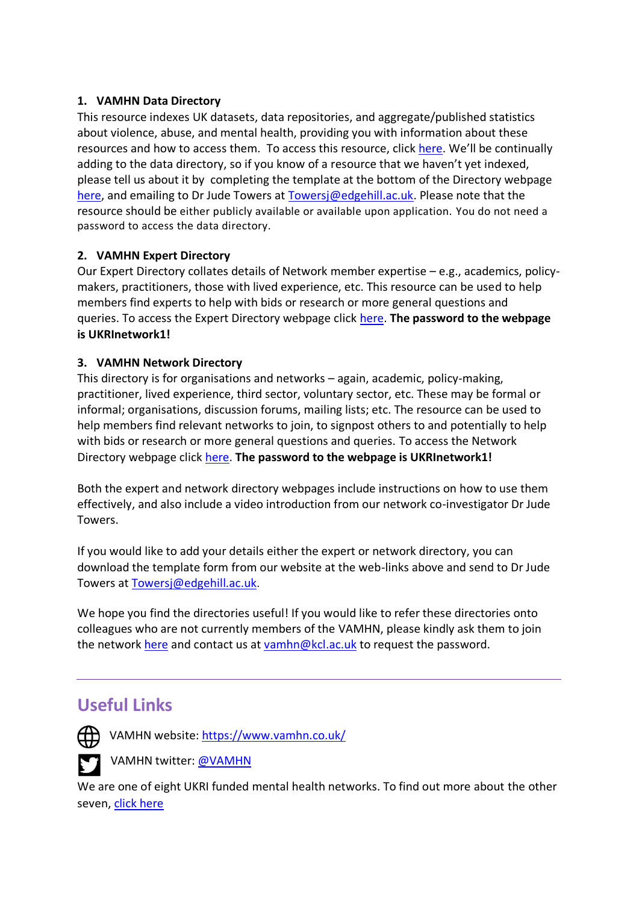1. **VAMHN Data Directory**

This resource indexes UK datasets, data repositories, and aggregate/published statistics about violence, abuse, and mental health, providing you with information about these resources and how to access them. To access this resource, click here. We'll be continually adding to the data directory, so if you know of a resource that we haven't yet indexed, please tell us about it by completing the template at the bottom of the Directory webpage here, and emailing to Dr Jude Towers at Towersj@edgehill.ac.uk. Please note that the resource should be either publicly available or available upon application. You do not need a password to access the data directory.

2. **VAMHN Expert Directory**

Our Expert Directory collates details of Network member expertise – e.g., academics, policy-makers, practitioners, those with lived experience, etc. This resource can be used to help members find experts to help with bids or research or more general questions and queries. To access the Expert Directory webpage click here. **The password to the webpage is UKRInetwork1!**

3. **VAMHN Network Directory**

This directory is for organisations and networks – again, academic, policy-making, practitioner, lived experience, third sector, voluntary sector, etc. These may be formal or informal; organisations, discussion forums, mailing lists; etc. The resource can be used to help members find relevant networks to join, to signpost others to and potentially to help with bids or research or more general questions and queries. To access the Network Directory webpage click here. **The password to the webpage is UKRInetwork1!**

Both the expert and network directory webpages include instructions on how to use them effectively, and also include a video introduction from our network co-investigator Dr Jude Towers.

If you would like to add your details either the expert or network directory, you can download the template form from our website at the web-links above and send to Dr Jude Towers at Towersj@edgehill.ac.uk.

We hope you find the directories useful! If you would like to refer these directories onto colleagues who are not currently members of the VAMHN, please kindly ask them to join the network here and contact us at vamhn@kcl.ac.uk to request the password.

---

## Useful Links

VAMHN website: https://www.vamhn.co.uk/

VAMHN twitter: @VAMHN

We are one of eight UKRI funded mental health networks. To find out more about the other seven, click here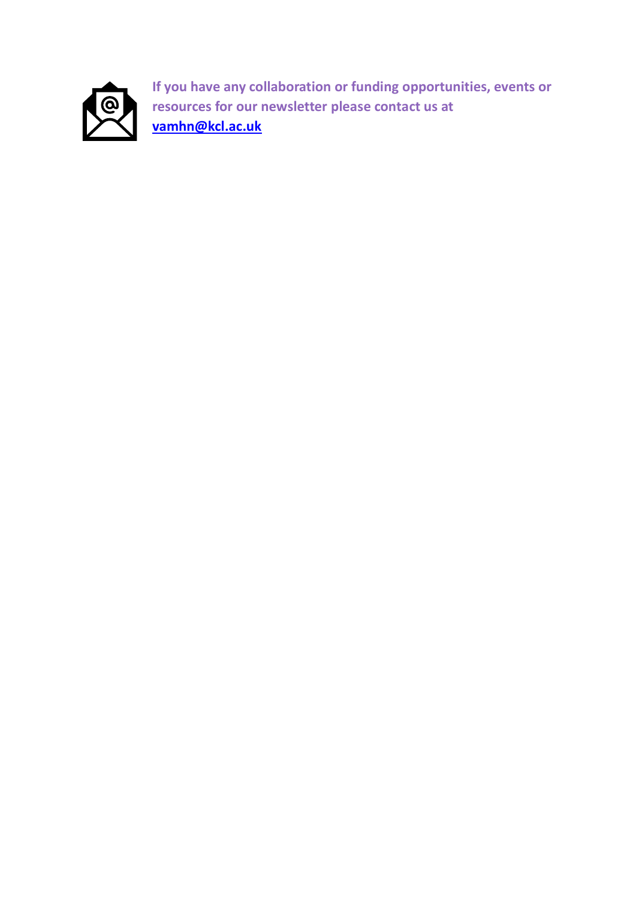**If you have any collaboration or funding opportunities, events or resources for our newsletter please contact us at [vamhn@kcl.ac.uk](mailto:vamhn@kcl.ac.uk)**